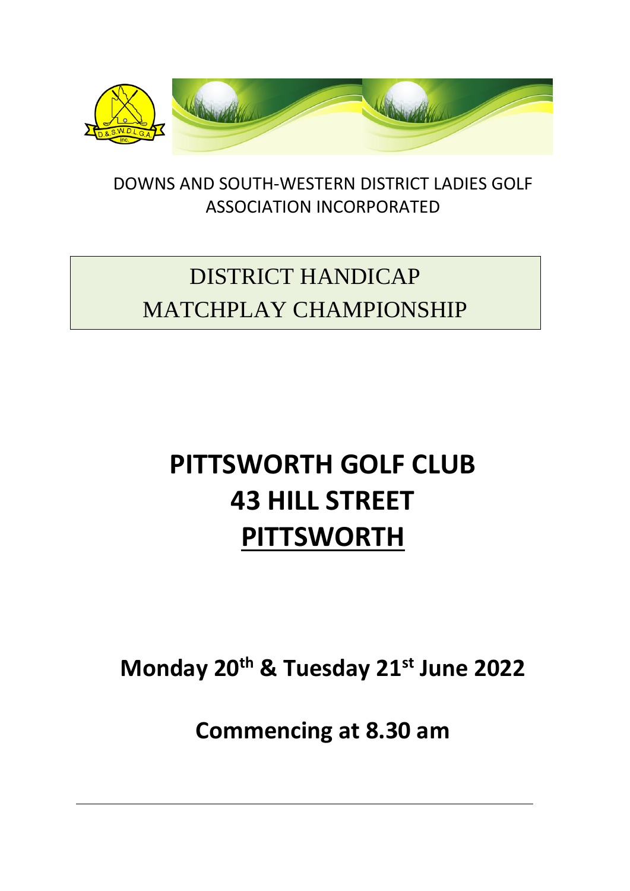DOWNS AND SOUTH-WESTERN DISTRICT LADIES GOLF ASSOCIATION INCORPORATED

# DISTRICT HANDICAP MATCHPLAY CHAMPIONSHIP

# PITTSWORTH GOLF CLUB
# 43 HILL STREET
# PITTSWORTH

## Monday 20th & Tuesday 21st June 2022

## Commencing at 8.30 am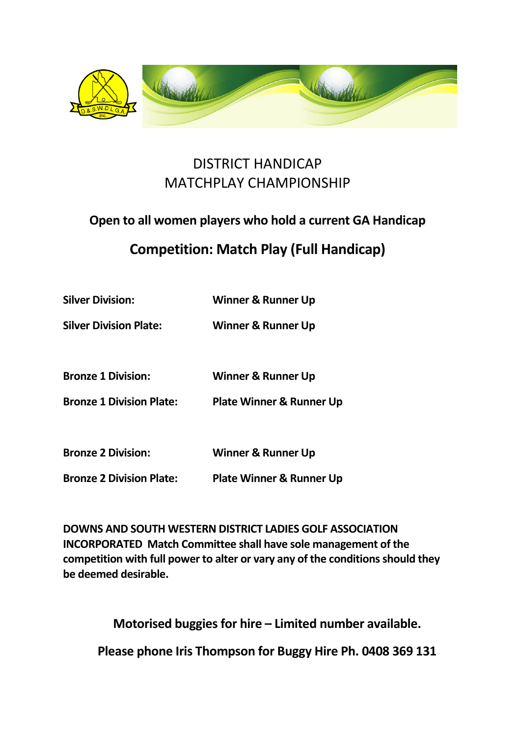# DISTRICT HANDICAP MATCHPLAY CHAMPIONSHIP

**Open to all women players who hold a current GA Handicap**

## Competition: Match Play (Full Handicap)

| | |
|---|---|
| **Silver Division:** | **Winner & Runner Up** |
| **Silver Division Plate:** | **Winner & Runner Up** |
| **Bronze 1 Division:** | **Winner & Runner Up** |
| **Bronze 1 Division Plate:** | **Plate Winner & Runner Up** |
| **Bronze 2 Division:** | **Winner & Runner Up** |
| **Bronze 2 Division Plate:** | **Plate Winner & Runner Up** |

**DOWNS AND SOUTH WESTERN DISTRICT LADIES GOLF ASSOCIATION INCORPORATED Match Committee shall have sole management of the competition with full power to alter or vary any of the conditions should they be deemed desirable.**

**Motorised buggies for hire – Limited number available.**

**Please phone Iris Thompson for Buggy Hire Ph. 0408 369 131**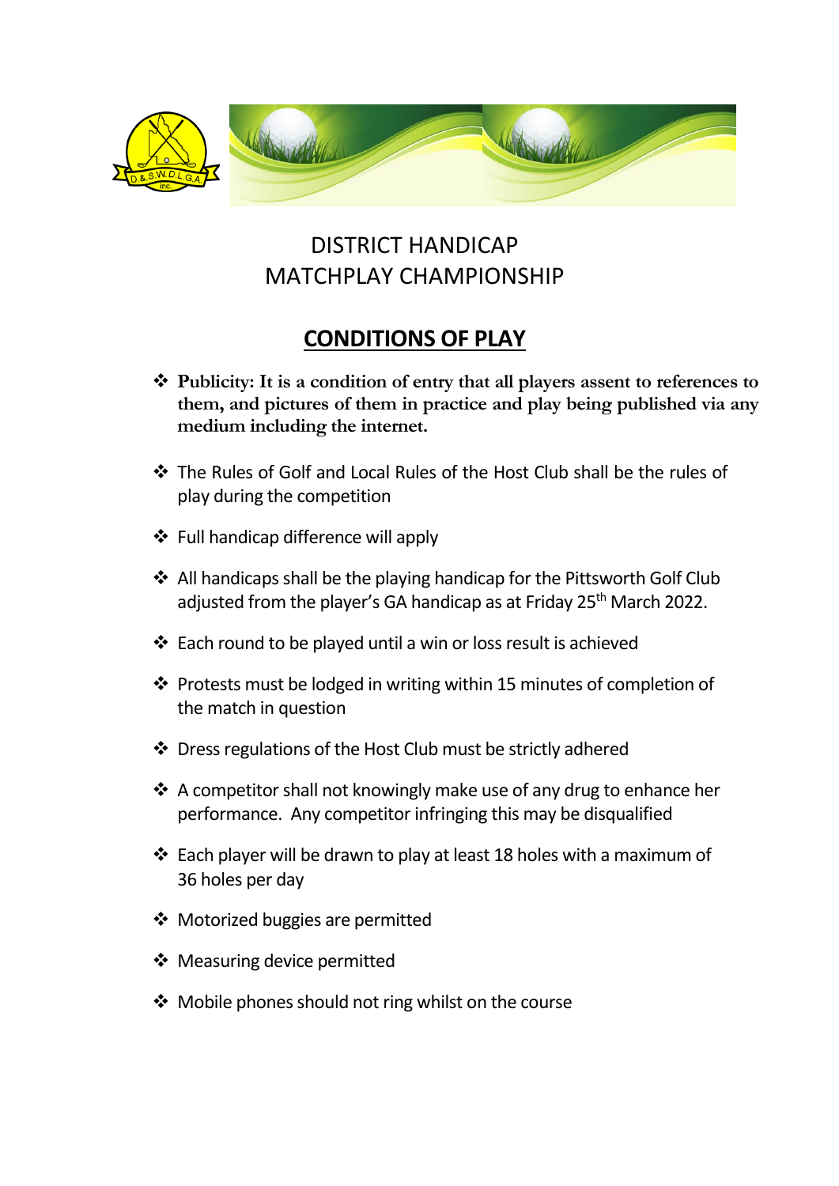# DISTRICT HANDICAP MATCHPLAY CHAMPIONSHIP

## CONDITIONS OF PLAY

- **Publicity: It is a condition of entry that all players assent to references to them, and pictures of them in practice and play being published via any medium including the internet.**
- The Rules of Golf and Local Rules of the Host Club shall be the rules of play during the competition
- Full handicap difference will apply
- All handicaps shall be the playing handicap for the Pittsworth Golf Club adjusted from the player's GA handicap as at Friday 25th March 2022.
- Each round to be played until a win or loss result is achieved
- Protests must be lodged in writing within 15 minutes of completion of the match in question
- Dress regulations of the Host Club must be strictly adhered
- A competitor shall not knowingly make use of any drug to enhance her performance. Any competitor infringing this may be disqualified
- Each player will be drawn to play at least 18 holes with a maximum of 36 holes per day
- Motorized buggies are permitted
- Measuring device permitted
- Mobile phones should not ring whilst on the course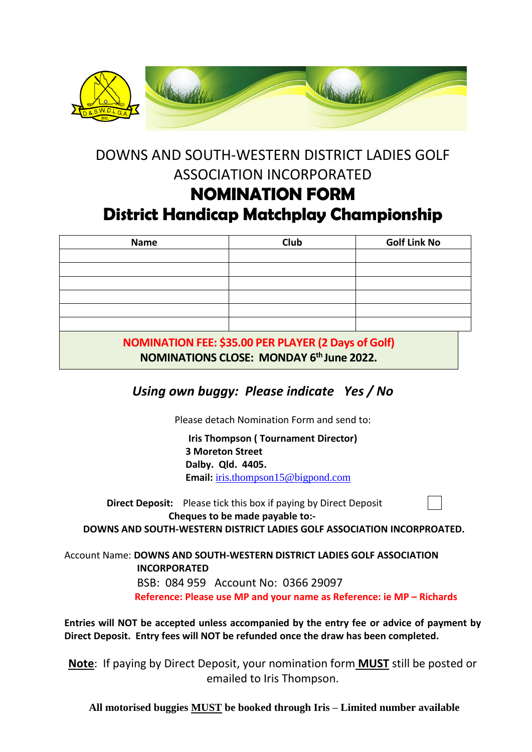DOWNS AND SOUTH-WESTERN DISTRICT LADIES GOLF ASSOCIATION INCORPORATED

# NOMINATION FORM

## District Handicap Matchplay Championship

| Name | Club | Golf Link No |
|---|---|---|
| | | |
| | | |
| | | |
| | | |
| | | |
| | | |

**NOMINATION FEE: $35.00 PER PLAYER (2 Days of Golf)**
**NOMINATIONS CLOSE: MONDAY 6th June 2022.**

***Using own buggy: Please indicate Yes / No***

Please detach Nomination Form and send to:

**Iris Thompson ( Tournament Director)**
**3 Moreton Street**
**Dalby. Qld. 4405.**
**Email:** iris.thompson15@bigpond.com

**Direct Deposit:** Please tick this box if paying by Direct Deposit ☐

**Cheques to be made payable to:-**
**DOWNS AND SOUTH-WESTERN DISTRICT LADIES GOLF ASSOCIATION INCORPROATED.**

Account Name: **DOWNS AND SOUTH-WESTERN DISTRICT LADIES GOLF ASSOCIATION INCORPORATED**
BSB: 084 959 Account No: 0366 29097
**Reference: Please use MP and your name as Reference: ie MP – Richards**

**Entries will NOT be accepted unless accompanied by the entry fee or advice of payment by Direct Deposit. Entry fees will NOT be refunded once the draw has been completed.**

**Note**: If paying by Direct Deposit, your nomination form **MUST** still be posted or emailed to Iris Thompson.

**All motorised buggies MUST be booked through Iris – Limited number available**